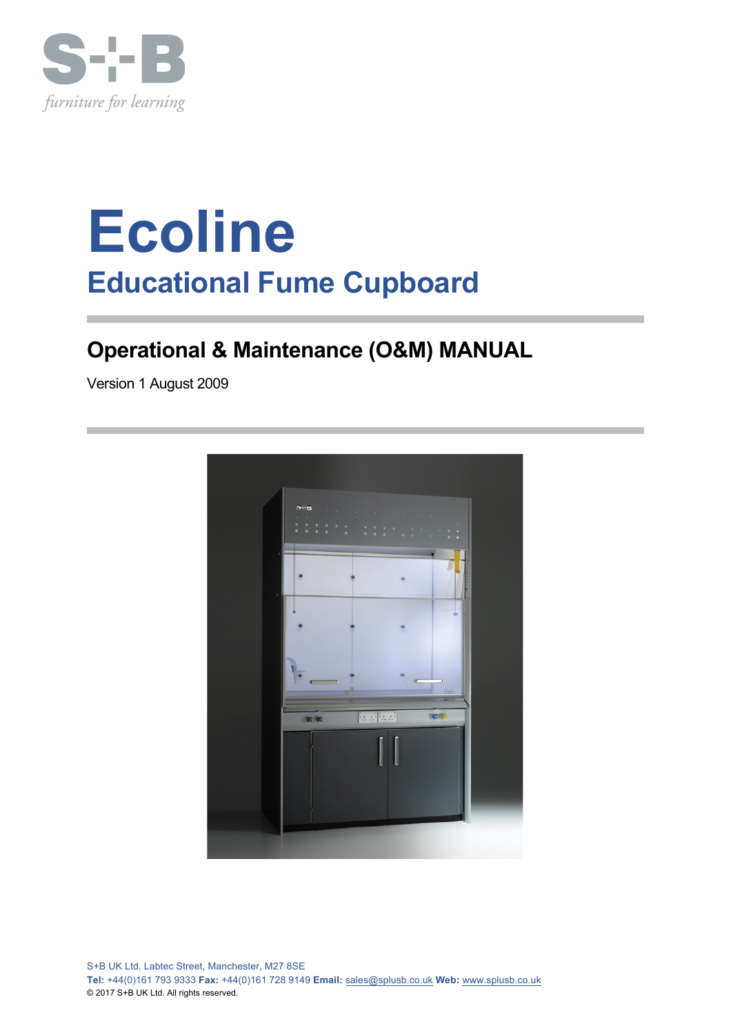S+B

*furniture for learning*

# Ecoline

## Educational Fume Cupboard

### Operational & Maintenance (O&M) MANUAL

Version 1 August 2009

S+B UK Ltd. Labtec Street, Manchester, M27 8SE

**Tel:** +44(0)161 793 9333 **Fax:** +44(0)161 728 9149 **Email:** sales@splusb.co.uk **Web:** www.splusb.co.uk

© 2017 S+B UK Ltd. All rights reserved.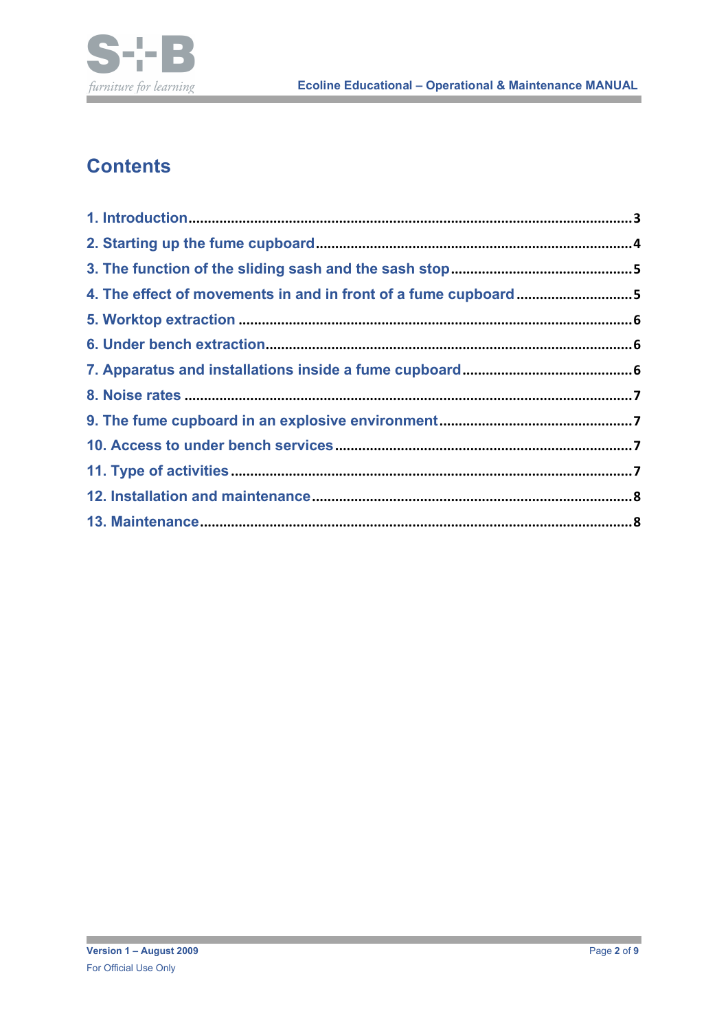# Contents

1. Introduction ........................................................................................................ 3
2. Starting up the fume cupboard ........................................................................ 4
3. The function of the sliding sash and the sash stop ........................................ 5
4. The effect of movements in and in front of a fume cupboard ........................ 5
5. Worktop extraction ........................................................................................... 6
6. Under bench extraction .................................................................................... 6
7. Apparatus and installations inside a fume cupboard ..................................... 6
8. Noise rates ........................................................................................................ 7
9. The fume cupboard in an explosive environment ........................................... 7
10. Access to under bench services ..................................................................... 7
11. Type of activities ............................................................................................. 7
12. Installation and maintenance ......................................................................... 8
13. Maintenance .................................................................................................... 8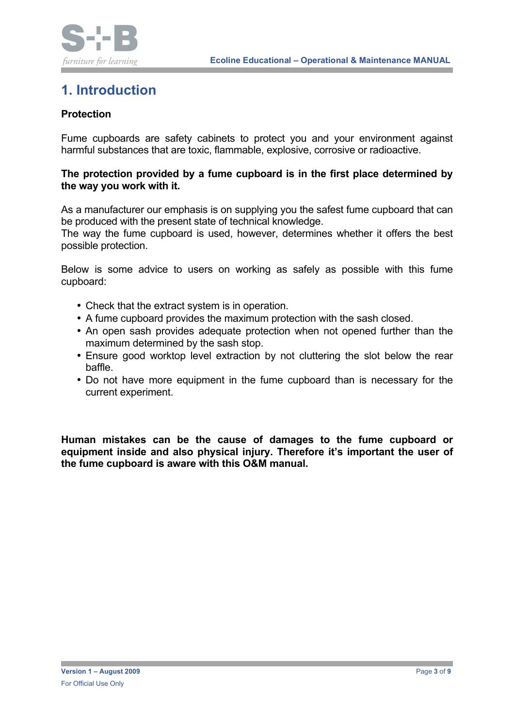# 1. Introduction

**Protection**

Fume cupboards are safety cabinets to protect you and your environment against harmful substances that are toxic, flammable, explosive, corrosive or radioactive.

**The protection provided by a fume cupboard is in the first place determined by the way you work with it.**

As a manufacturer our emphasis is on supplying you the safest fume cupboard that can be produced with the present state of technical knowledge.
The way the fume cupboard is used, however, determines whether it offers the best possible protection.

Below is some advice to users on working as safely as possible with this fume cupboard:

- Check that the extract system is in operation.
- A fume cupboard provides the maximum protection with the sash closed.
- An open sash provides adequate protection when not opened further than the maximum determined by the sash stop.
- Ensure good worktop level extraction by not cluttering the slot below the rear baffle.
- Do not have more equipment in the fume cupboard than is necessary for the current experiment.

**Human mistakes can be the cause of damages to the fume cupboard or equipment inside and also physical injury. Therefore it's important the user of the fume cupboard is aware with this O&M manual.**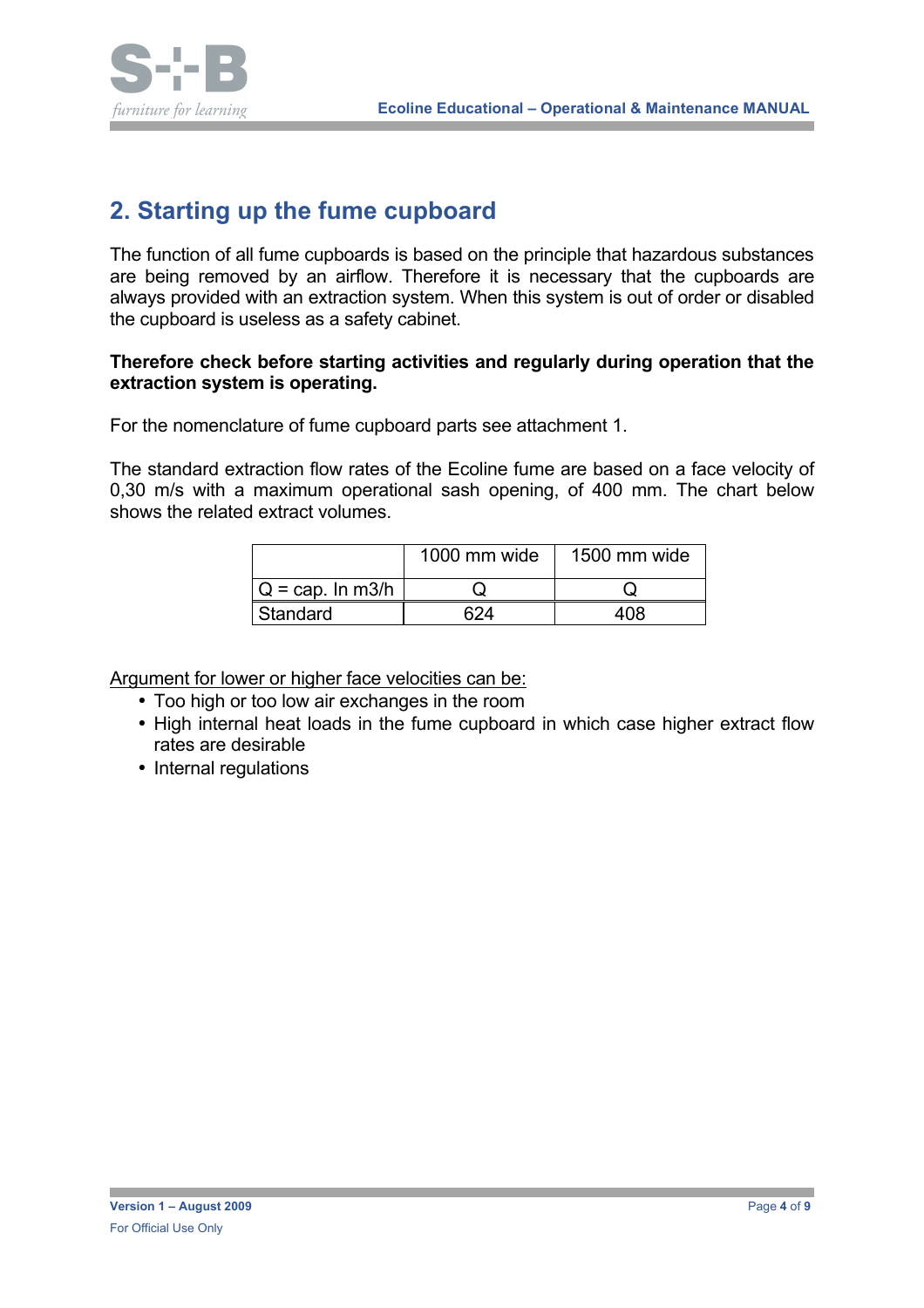## 2. Starting up the fume cupboard

The function of all fume cupboards is based on the principle that hazardous substances are being removed by an airflow. Therefore it is necessary that the cupboards are always provided with an extraction system. When this system is out of order or disabled the cupboard is useless as a safety cabinet.

**Therefore check before starting activities and regularly during operation that the extraction system is operating.**

For the nomenclature of fume cupboard parts see attachment 1.

The standard extraction flow rates of the Ecoline fume are based on a face velocity of 0,30 m/s with a maximum operational sash opening, of 400 mm. The chart below shows the related extract volumes.

| | 1000 mm wide | 1500 mm wide |
|---|---|---|
| Q = cap. In m3/h | Q | Q |
| Standard | 624 | 408 |

Argument for lower or higher face velocities can be:

- Too high or too low air exchanges in the room
- High internal heat loads in the fume cupboard in which case higher extract flow rates are desirable
- Internal regulations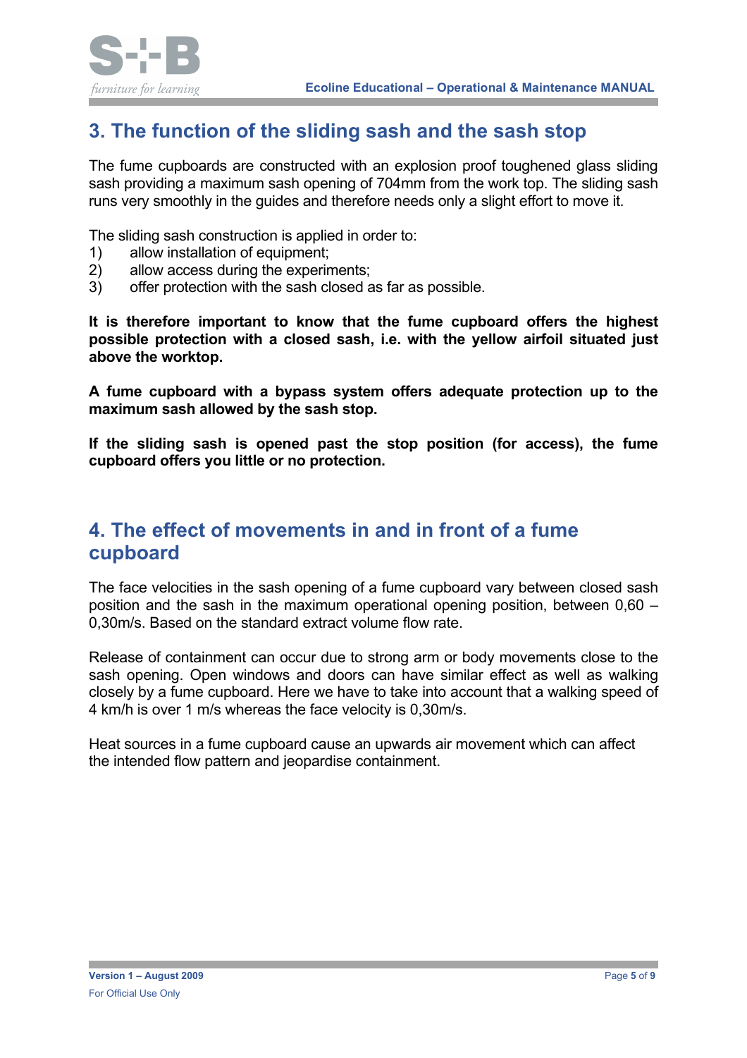## 3. The function of the sliding sash and the sash stop

The fume cupboards are constructed with an explosion proof toughened glass sliding sash providing a maximum sash opening of 704mm from the work top. The sliding sash runs very smoothly in the guides and therefore needs only a slight effort to move it.

The sliding sash construction is applied in order to:

1) allow installation of equipment;
2) allow access during the experiments;
3) offer protection with the sash closed as far as possible.

**It is therefore important to know that the fume cupboard offers the highest possible protection with a closed sash, i.e. with the yellow airfoil situated just above the worktop.**

**A fume cupboard with a bypass system offers adequate protection up to the maximum sash allowed by the sash stop.**

**If the sliding sash is opened past the stop position (for access), the fume cupboard offers you little or no protection.**

## 4. The effect of movements in and in front of a fume cupboard

The face velocities in the sash opening of a fume cupboard vary between closed sash position and the sash in the maximum operational opening position, between 0,60 – 0,30m/s. Based on the standard extract volume flow rate.

Release of containment can occur due to strong arm or body movements close to the sash opening. Open windows and doors can have similar effect as well as walking closely by a fume cupboard. Here we have to take into account that a walking speed of 4 km/h is over 1 m/s whereas the face velocity is 0,30m/s.

Heat sources in a fume cupboard cause an upwards air movement which can affect the intended flow pattern and jeopardise containment.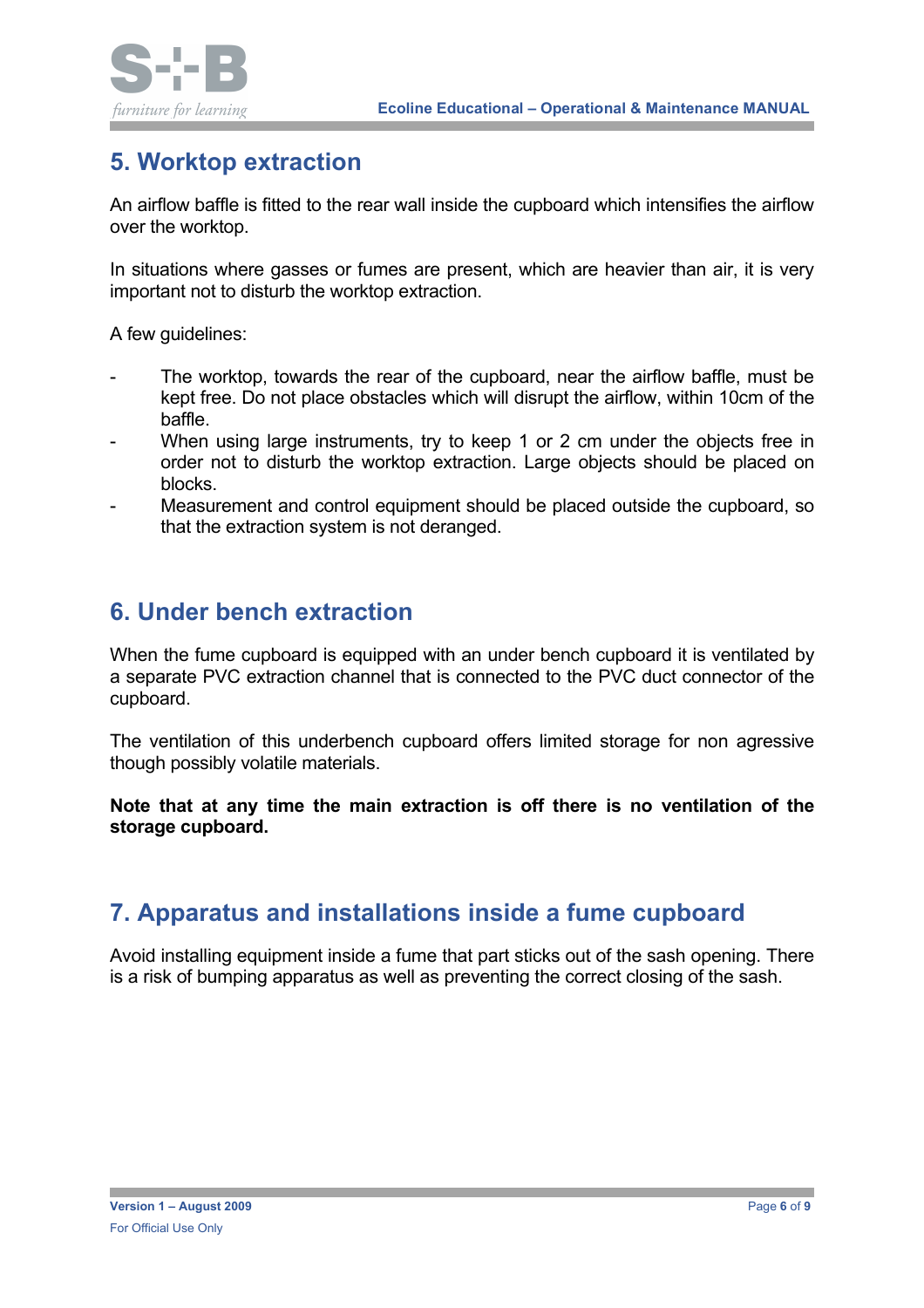## 5. Worktop extraction

An airflow baffle is fitted to the rear wall inside the cupboard which intensifies the airflow over the worktop.

In situations where gasses or fumes are present, which are heavier than air, it is very important not to disturb the worktop extraction.

A few guidelines:

- The worktop, towards the rear of the cupboard, near the airflow baffle, must be kept free. Do not place obstacles which will disrupt the airflow, within 10cm of the baffle.
- When using large instruments, try to keep 1 or 2 cm under the objects free in order not to disturb the worktop extraction. Large objects should be placed on blocks.
- Measurement and control equipment should be placed outside the cupboard, so that the extraction system is not deranged.

## 6. Under bench extraction

When the fume cupboard is equipped with an under bench cupboard it is ventilated by a separate PVC extraction channel that is connected to the PVC duct connector of the cupboard.

The ventilation of this underbench cupboard offers limited storage for non agressive though possibly volatile materials.

**Note that at any time the main extraction is off there is no ventilation of the storage cupboard.**

## 7. Apparatus and installations inside a fume cupboard

Avoid installing equipment inside a fume that part sticks out of the sash opening. There is a risk of bumping apparatus as well as preventing the correct closing of the sash.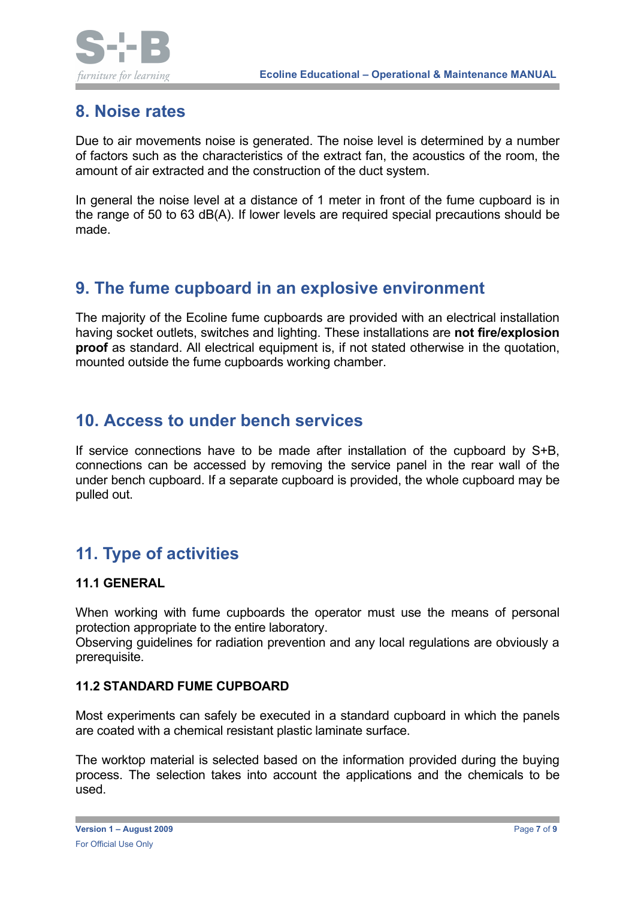## 8. Noise rates

Due to air movements noise is generated. The noise level is determined by a number of factors such as the characteristics of the extract fan, the acoustics of the room, the amount of air extracted and the construction of the duct system.

In general the noise level at a distance of 1 meter in front of the fume cupboard is in the range of 50 to 63 dB(A). If lower levels are required special precautions should be made.

## 9. The fume cupboard in an explosive environment

The majority of the Ecoline fume cupboards are provided with an electrical installation having socket outlets, switches and lighting. These installations are **not fire/explosion proof** as standard. All electrical equipment is, if not stated otherwise in the quotation, mounted outside the fume cupboards working chamber.

## 10. Access to under bench services

If service connections have to be made after installation of the cupboard by S+B, connections can be accessed by removing the service panel in the rear wall of the under bench cupboard. If a separate cupboard is provided, the whole cupboard may be pulled out.

## 11. Type of activities

### 11.1 GENERAL

When working with fume cupboards the operator must use the means of personal protection appropriate to the entire laboratory.
Observing guidelines for radiation prevention and any local regulations are obviously a prerequisite.

### 11.2 STANDARD FUME CUPBOARD

Most experiments can safely be executed in a standard cupboard in which the panels are coated with a chemical resistant plastic laminate surface.

The worktop material is selected based on the information provided during the buying process. The selection takes into account the applications and the chemicals to be used.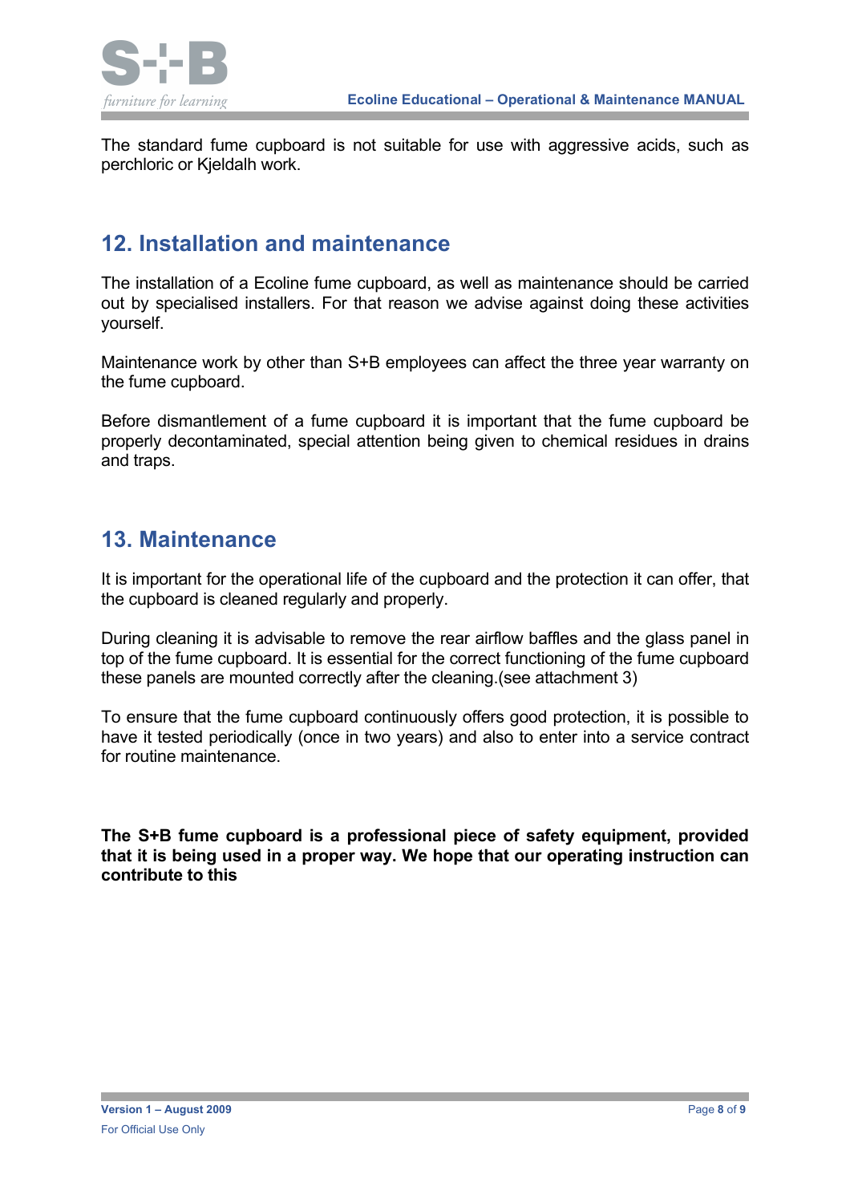The standard fume cupboard is not suitable for use with aggressive acids, such as perchloric or Kjeldalh work.

## 12. Installation and maintenance

The installation of a Ecoline fume cupboard, as well as maintenance should be carried out by specialised installers. For that reason we advise against doing these activities yourself.

Maintenance work by other than S+B employees can affect the three year warranty on the fume cupboard.

Before dismantlement of a fume cupboard it is important that the fume cupboard be properly decontaminated, special attention being given to chemical residues in drains and traps.

## 13. Maintenance

It is important for the operational life of the cupboard and the protection it can offer, that the cupboard is cleaned regularly and properly.

During cleaning it is advisable to remove the rear airflow baffles and the glass panel in top of the fume cupboard. It is essential for the correct functioning of the fume cupboard these panels are mounted correctly after the cleaning.(see attachment 3)

To ensure that the fume cupboard continuously offers good protection, it is possible to have it tested periodically (once in two years) and also to enter into a service contract for routine maintenance.

**The S+B fume cupboard is a professional piece of safety equipment, provided that it is being used in a proper way. We hope that our operating instruction can contribute to this**